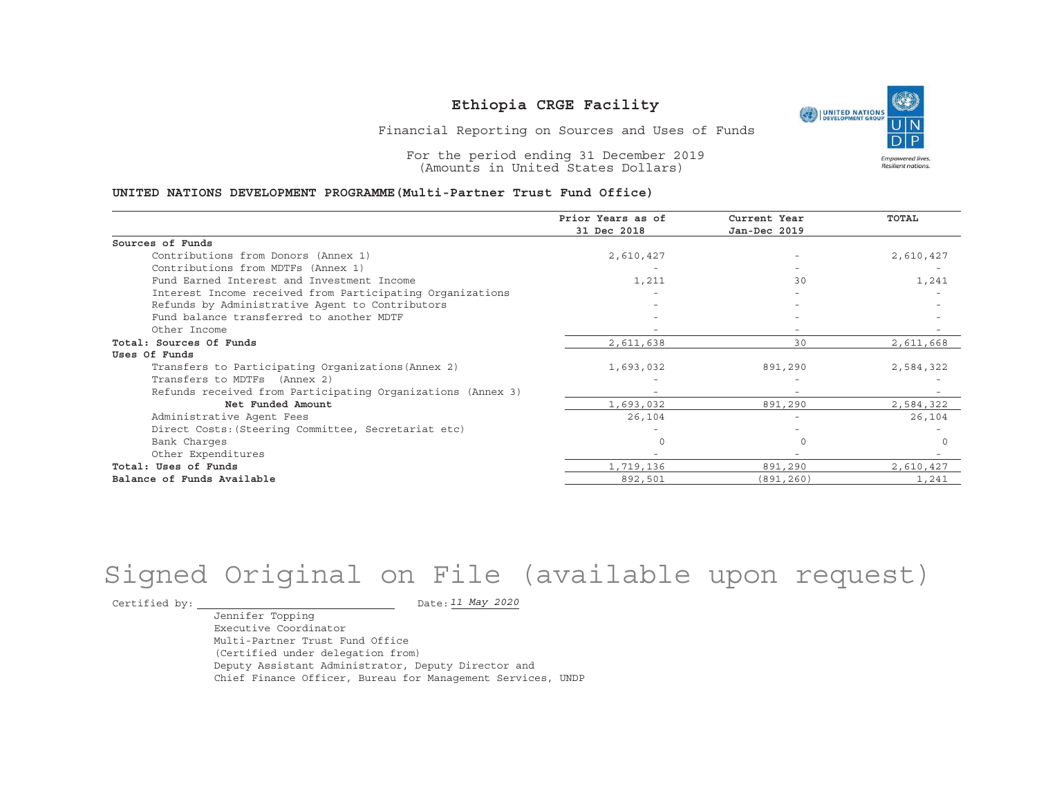# Ethiopia CRGE Facility

Financial Reporting on Sources and Uses of Funds

For the period ending 31 December 2019
(Amounts in United States Dollars)

**UNITED NATIONS DEVELOPMENT PROGRAMME(Multi-Partner Trust Fund Office)**

| | Prior Years as of 31 Dec 2018 | Current Year Jan-Dec 2019 | TOTAL |
|---|---|---|---|
| **Sources of Funds** | | | |
| Contributions from Donors (Annex 1) | 2,610,427 | - | 2,610,427 |
| Contributions from MDTFs (Annex 1) | - | - | - |
| Fund Earned Interest and Investment Income | 1,211 | 30 | 1,241 |
| Interest Income received from Participating Organizations | - | - | - |
| Refunds by Administrative Agent to Contributors | - | - | - |
| Fund balance transferred to another MDTF | - | - | - |
| Other Income | - | - | - |
| **Total: Sources Of Funds** | 2,611,638 | 30 | 2,611,668 |
| **Uses Of Funds** | | | |
| Transfers to Participating Organizations(Annex 2) | 1,693,032 | 891,290 | 2,584,322 |
| Transfers to MDTFs (Annex 2) | - | - | - |
| Refunds received from Participating Organizations (Annex 3) | - | - | - |
| **Net Funded Amount** | 1,693,032 | 891,290 | 2,584,322 |
| Administrative Agent Fees | 26,104 | - | 26,104 |
| Direct Costs:(Steering Committee, Secretariat etc) | - | - | - |
| Bank Charges | 0 | 0 | 0 |
| Other Expenditures | - | - | - |
| **Total: Uses of Funds** | 1,719,136 | 891,290 | 2,610,427 |
| **Balance of Funds Available** | 892,501 | (891,260) | 1,241 |

Signed Original on File (available upon request)

Certified by: ______________________ Date: *11 May 2020*

Jennifer Topping
Executive Coordinator
Multi-Partner Trust Fund Office
(Certified under delegation from)
Deputy Assistant Administrator, Deputy Director and
Chief Finance Officer, Bureau for Management Services, UNDP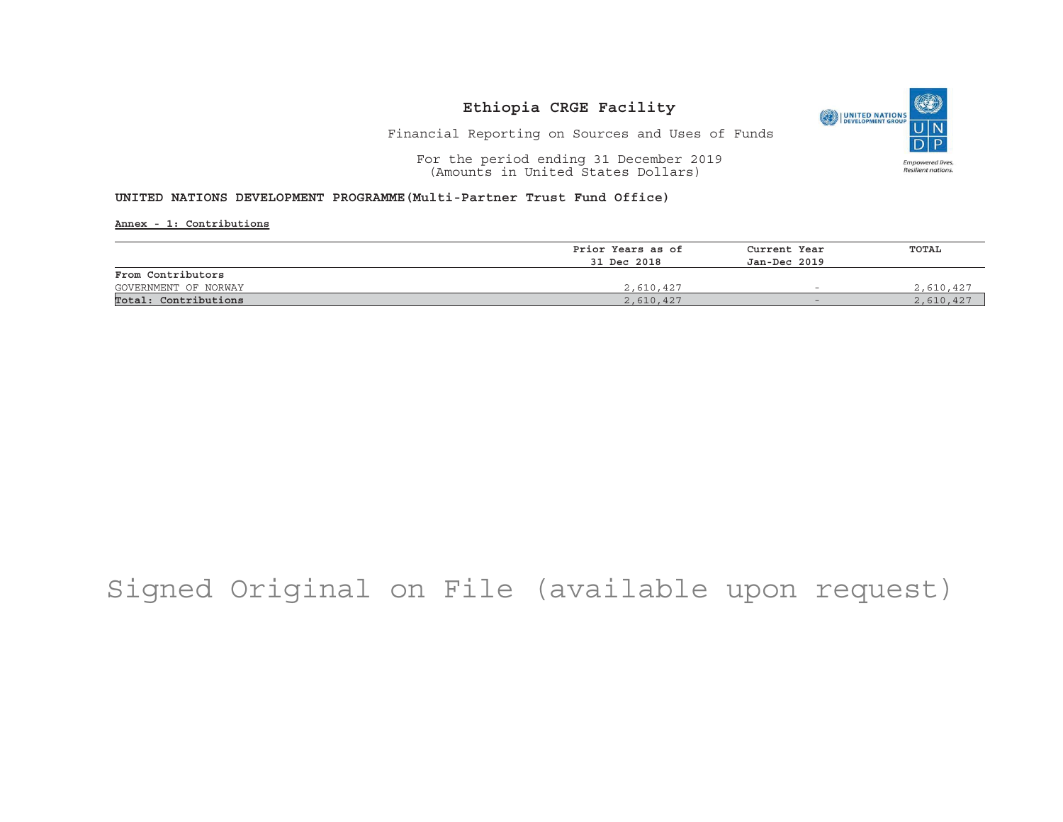# Ethiopia CRGE Facility

Financial Reporting on Sources and Uses of Funds

For the period ending 31 December 2019
(Amounts in United States Dollars)

**UNITED NATIONS DEVELOPMENT PROGRAMME(Multi-Partner Trust Fund Office)**

**Annex - 1: Contributions**

| | Prior Years as of 31 Dec 2018 | Current Year Jan-Dec 2019 | TOTAL |
|---|---|---|---|
| **From Contributors** | | | |
| GOVERNMENT OF NORWAY | 2,610,427 | - | 2,610,427 |
| **Total: Contributions** | 2,610,427 | - | 2,610,427 |

Signed Original on File (available upon request)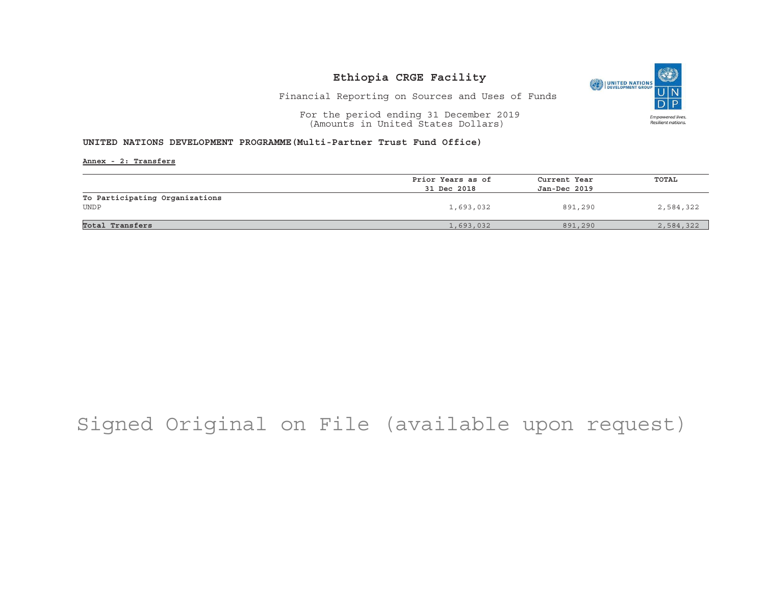# Ethiopia CRGE Facility

Financial Reporting on Sources and Uses of Funds

For the period ending 31 December 2019
(Amounts in United States Dollars)

**UNITED NATIONS DEVELOPMENT PROGRAMME(Multi-Partner Trust Fund Office)**

**Annex - 2: Transfers**

| | Prior Years as of 31 Dec 2018 | Current Year Jan-Dec 2019 | TOTAL |
|---|---|---|---|
| **To Participating Organizations** | | | |
| UNDP | 1,693,032 | 891,290 | 2,584,322 |
| **Total Transfers** | 1,693,032 | 891,290 | 2,584,322 |

Signed Original on File (available upon request)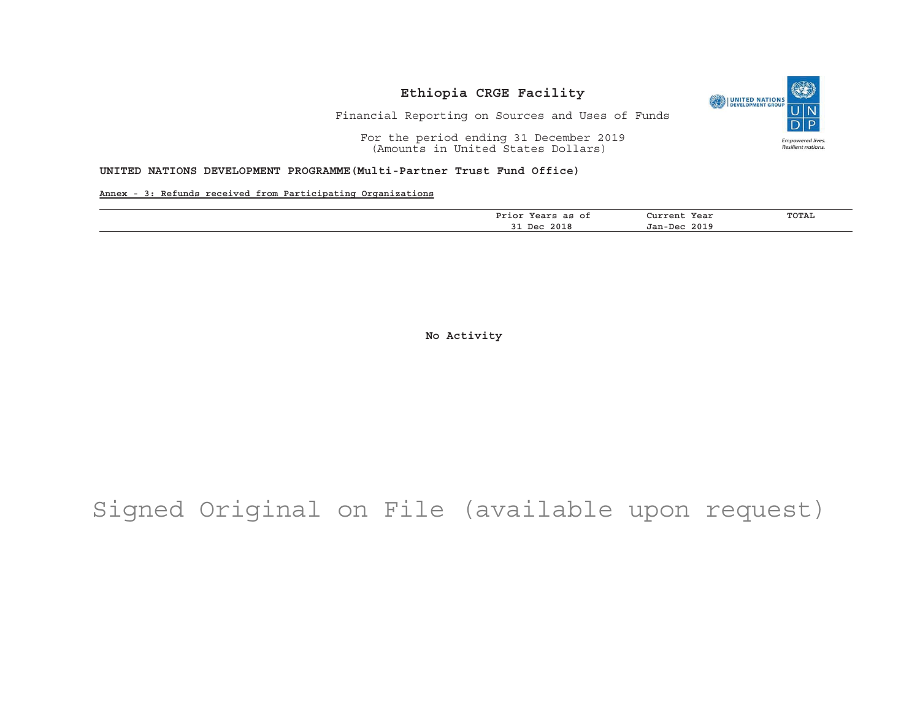# Ethiopia CRGE Facility

Financial Reporting on Sources and Uses of Funds

For the period ending 31 December 2019
(Amounts in United States Dollars)

**UNITED NATIONS DEVELOPMENT PROGRAMME(Multi-Partner Trust Fund Office)**

**Annex - 3: Refunds received from Participating Organizations**

| | Prior Years as of 31 Dec 2018 | Current Year Jan-Dec 2019 | TOTAL |
|---|---|---|---|

**No Activity**

Signed Original on File (available upon request)